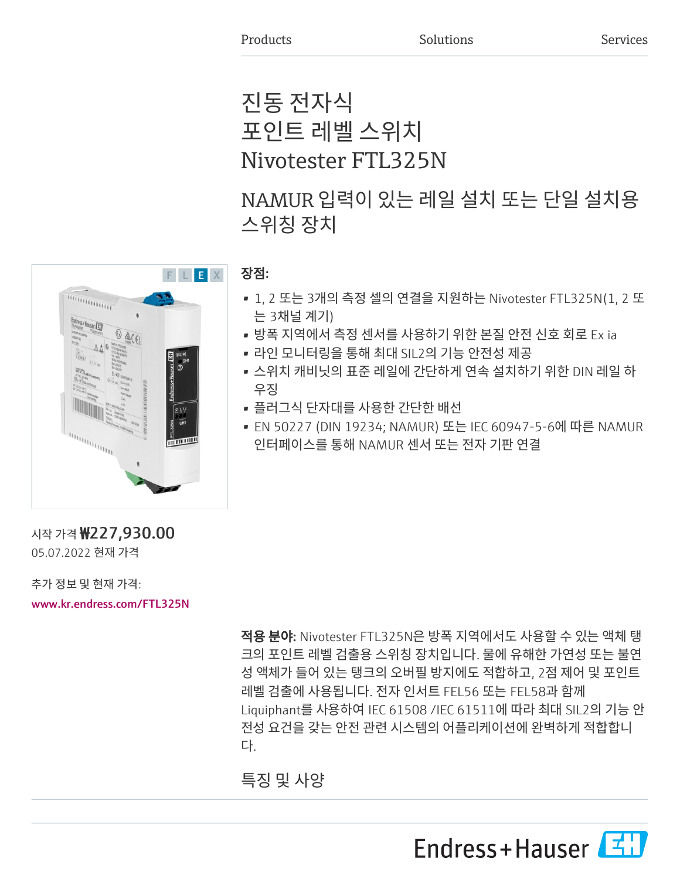Products Solutions Services

# 진동 전자식 포인트 레벨 스위치 Nivotester FTL325N

## NAMUR 입력이 있는 레일 설치 또는 단일 설치용 스위칭 장치

F L E X

**장점:**

- 1, 2 또는 3개의 측정 셀의 연결을 지원하는 Nivotester FTL325N(1, 2 또는 3채널 계기)
- 방폭 지역에서 측정 센서를 사용하기 위한 본질 안전 신호 회로 Ex ia
- 라인 모니터링을 통해 최대 SIL2의 기능 안전성 제공
- 스위치 캐비닛의 표준 레일에 간단하게 연속 설치하기 위한 DIN 레일 하우징
- 플러그식 단자대를 사용한 간단한 배선
- EN 50227 (DIN 19234; NAMUR) 또는 IEC 60947-5-6에 따른 NAMUR 인터페이스를 통해 NAMUR 센서 또는 전자 기판 연결

시작 가격 **₩227,930.00**
05.07.2022 현재 가격

추가 정보 및 현재 가격:
**www.kr.endress.com/FTL325N**

**적용 분야:** Nivotester FTL325N은 방폭 지역에서도 사용할 수 있는 액체 탱크의 포인트 레벨 검출용 스위칭 장치입니다. 물에 유해한 가연성 또는 불연성 액체가 들어 있는 탱크의 오버필 방지에도 적합하고, 2점 제어 및 포인트 레벨 검출에 사용됩니다. 전자 인서트 FEL56 또는 FEL58과 함께 Liquiphant를 사용하여 IEC 61508 /IEC 61511에 따라 최대 SIL2의 기능 안전성 요건을 갖는 안전 관련 시스템의 어플리케이션에 완벽하게 적합합니다.

## 특징 및 사양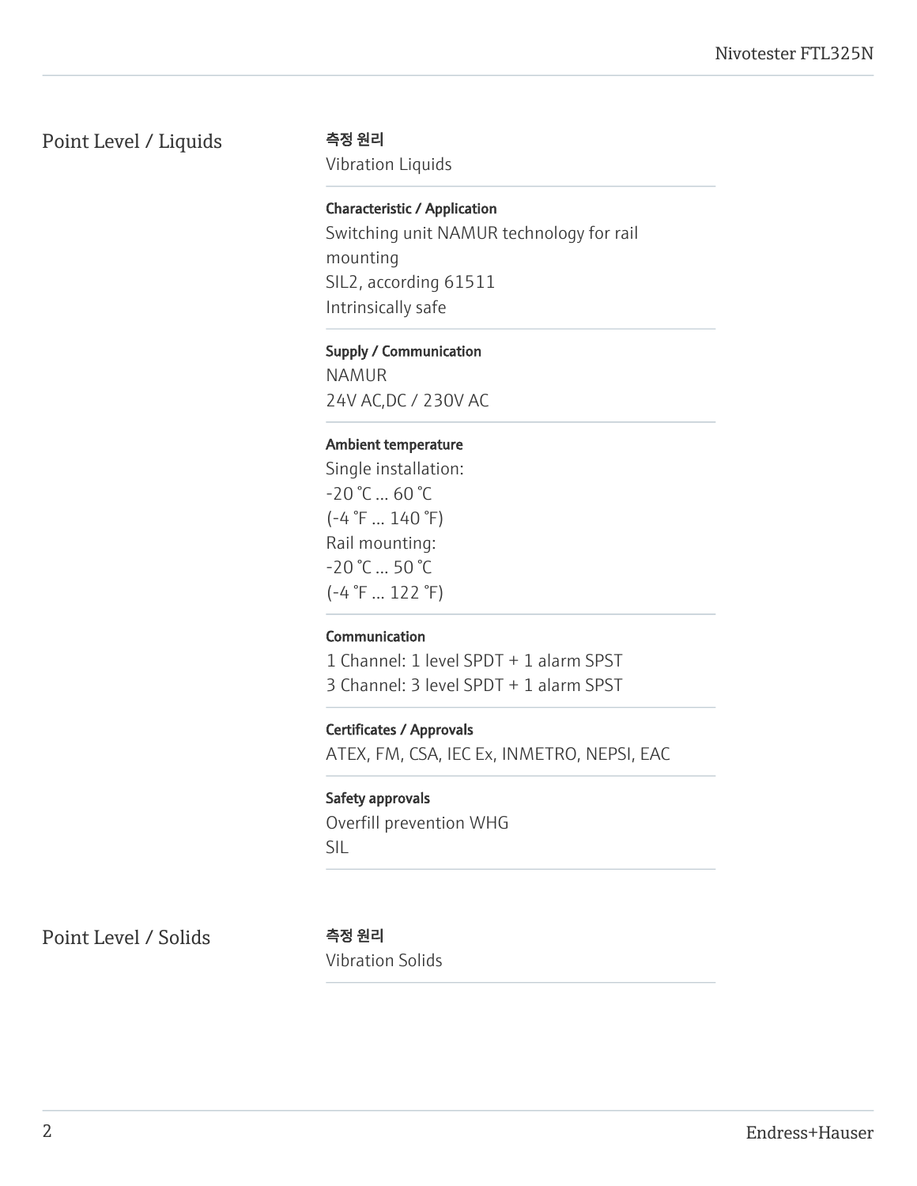## Point Level / Liquids

**측정 원리**
Vibration Liquids

**Characteristic / Application**
Switching unit NAMUR technology for rail mounting
SIL2, according 61511
Intrinsically safe

**Supply / Communication**
NAMUR
24V AC,DC / 230V AC

**Ambient temperature**
Single installation:
-20 °C ... 60 °C
(-4 °F ... 140 °F)
Rail mounting:
-20 °C ... 50 °C
(-4 °F ... 122 °F)

**Communication**
1 Channel: 1 level SPDT + 1 alarm SPST
3 Channel: 3 level SPDT + 1 alarm SPST

**Certificates / Approvals**
ATEX, FM, CSA, IEC Ex, INMETRO, NEPSI, EAC

**Safety approvals**
Overfill prevention WHG
SIL

## Point Level / Solids

**측정 원리**
Vibration Solids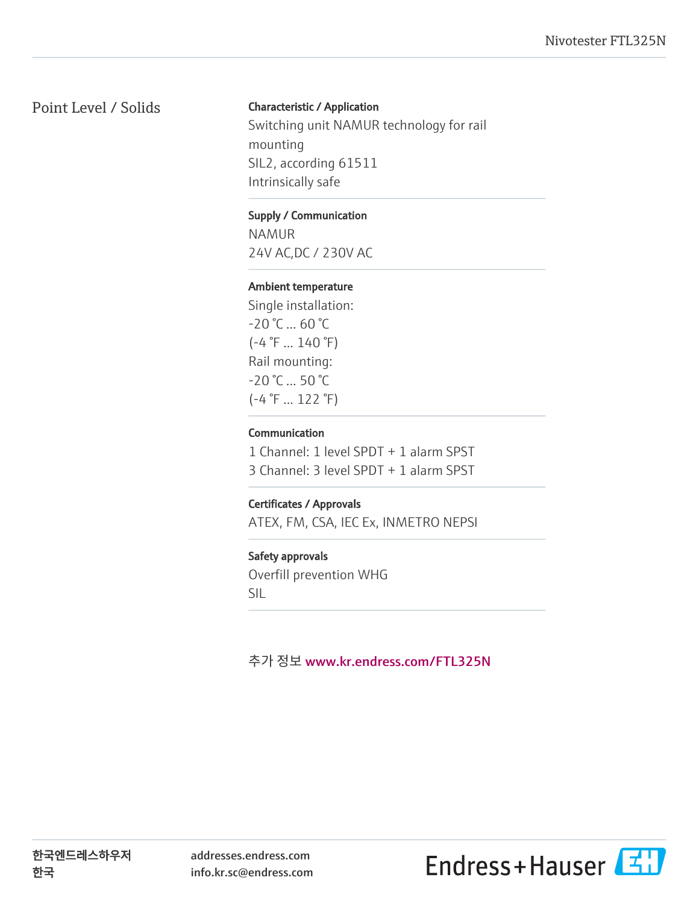## Point Level / Solids

**Characteristic / Application**

Switching unit NAMUR technology for rail mounting
SIL2, according 61511
Intrinsically safe

**Supply / Communication**

NAMUR
24V AC,DC / 230V AC

**Ambient temperature**

Single installation:
-20 °C ... 60 °C
(-4 °F ... 140 °F)
Rail mounting:
-20 °C ... 50 °C
(-4 °F ... 122 °F)

**Communication**

1 Channel: 1 level SPDT + 1 alarm SPST
3 Channel: 3 level SPDT + 1 alarm SPST

**Certificates / Approvals**

ATEX, FM, CSA, IEC Ex, INMETRO NEPSI

**Safety approvals**

Overfill prevention WHG
SIL

추가 정보 www.kr.endress.com/FTL325N

한국엔드레스하우저
한국

addresses.endress.com
info.kr.sc@endress.com

Endress+Hauser